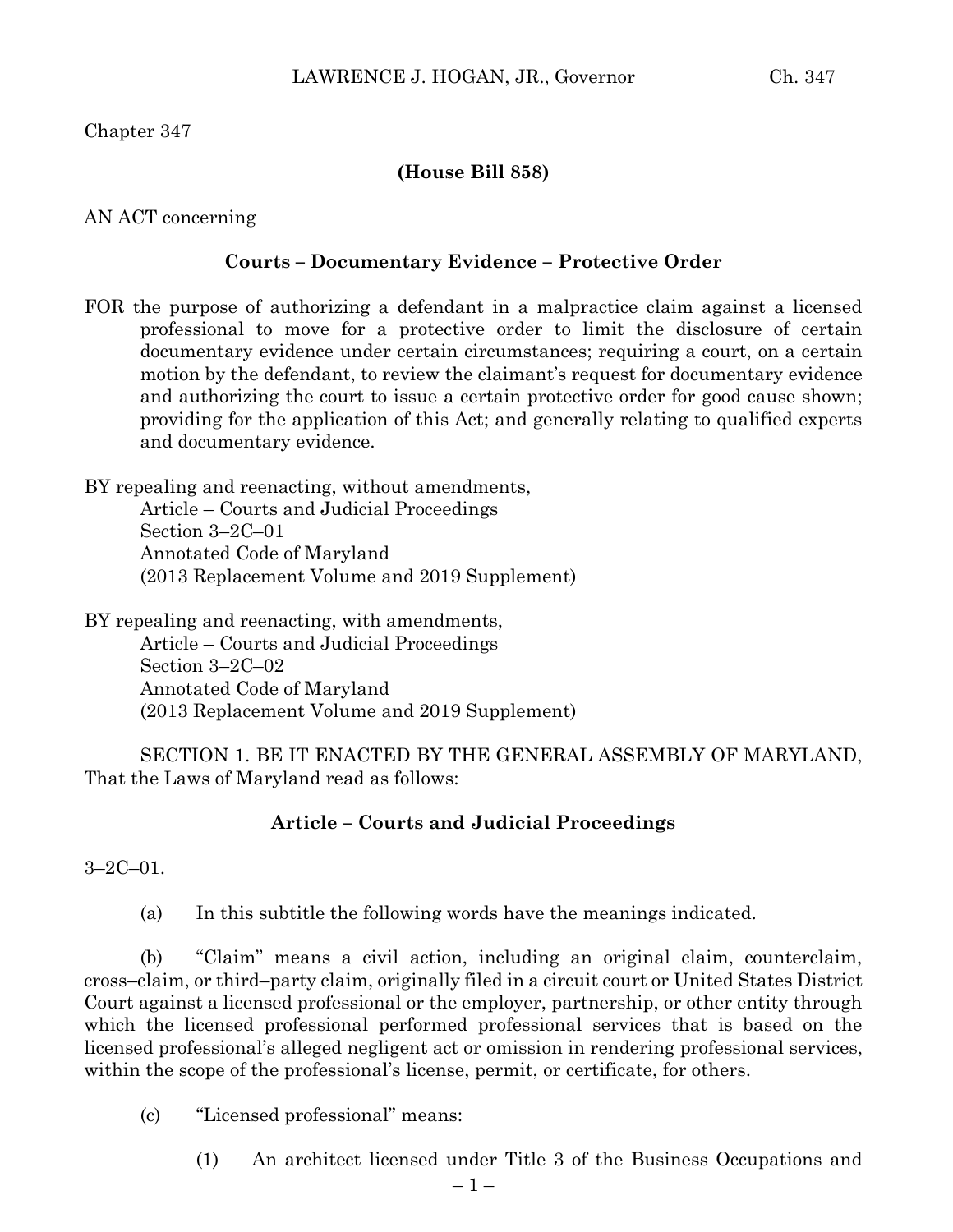Chapter 347

**(House Bill 858)**

AN ACT concerning

**Courts – Documentary Evidence – Protective Order**

FOR the purpose of authorizing a defendant in a malpractice claim against a licensed professional to move for a protective order to limit the disclosure of certain documentary evidence under certain circumstances; requiring a court, on a certain motion by the defendant, to review the claimant's request for documentary evidence and authorizing the court to issue a certain protective order for good cause shown; providing for the application of this Act; and generally relating to qualified experts and documentary evidence.

BY repealing and reenacting, without amendments,
Article – Courts and Judicial Proceedings
Section 3–2C–01
Annotated Code of Maryland
(2013 Replacement Volume and 2019 Supplement)

BY repealing and reenacting, with amendments,
Article – Courts and Judicial Proceedings
Section 3–2C–02
Annotated Code of Maryland
(2013 Replacement Volume and 2019 Supplement)

SECTION 1. BE IT ENACTED BY THE GENERAL ASSEMBLY OF MARYLAND, That the Laws of Maryland read as follows:

**Article – Courts and Judicial Proceedings**

3–2C–01.

(a) In this subtitle the following words have the meanings indicated.

(b) "Claim" means a civil action, including an original claim, counterclaim, cross–claim, or third–party claim, originally filed in a circuit court or United States District Court against a licensed professional or the employer, partnership, or other entity through which the licensed professional performed professional services that is based on the licensed professional's alleged negligent act or omission in rendering professional services, within the scope of the professional's license, permit, or certificate, for others.

(c) "Licensed professional" means:

(1) An architect licensed under Title 3 of the Business Occupations and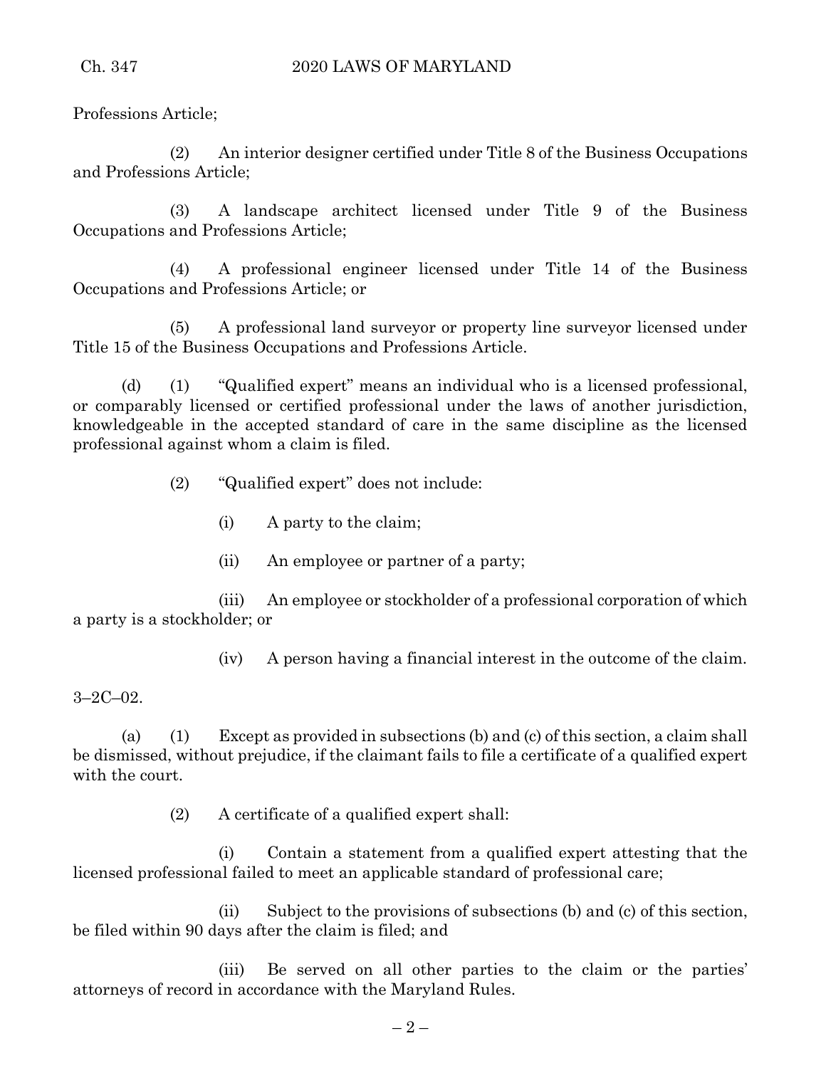Professions Article;

(2) An interior designer certified under Title 8 of the Business Occupations and Professions Article;

(3) A landscape architect licensed under Title 9 of the Business Occupations and Professions Article;

(4) A professional engineer licensed under Title 14 of the Business Occupations and Professions Article; or

(5) A professional land surveyor or property line surveyor licensed under Title 15 of the Business Occupations and Professions Article.

(d) (1) "Qualified expert" means an individual who is a licensed professional, or comparably licensed or certified professional under the laws of another jurisdiction, knowledgeable in the accepted standard of care in the same discipline as the licensed professional against whom a claim is filed.

(2) "Qualified expert" does not include:

(i) A party to the claim;

(ii) An employee or partner of a party;

(iii) An employee or stockholder of a professional corporation of which a party is a stockholder; or

(iv) A person having a financial interest in the outcome of the claim.

3–2C–02.

(a) (1) Except as provided in subsections (b) and (c) of this section, a claim shall be dismissed, without prejudice, if the claimant fails to file a certificate of a qualified expert with the court.

(2) A certificate of a qualified expert shall:

(i) Contain a statement from a qualified expert attesting that the licensed professional failed to meet an applicable standard of professional care;

(ii) Subject to the provisions of subsections (b) and (c) of this section, be filed within 90 days after the claim is filed; and

(iii) Be served on all other parties to the claim or the parties' attorneys of record in accordance with the Maryland Rules.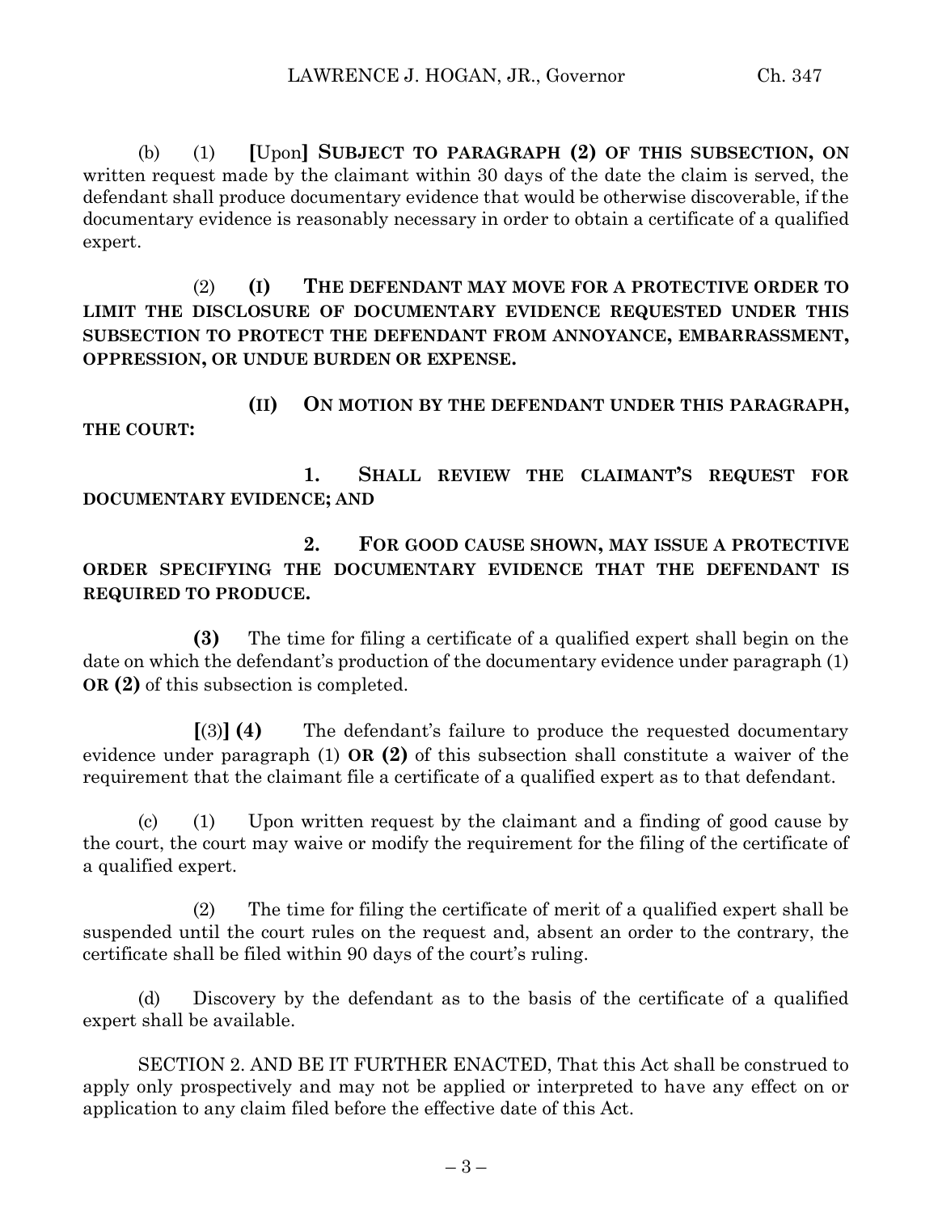(b) (1) [Upon] **SUBJECT TO PARAGRAPH (2) OF THIS SUBSECTION, ON** written request made by the claimant within 30 days of the date the claim is served, the defendant shall produce documentary evidence that would be otherwise discoverable, if the documentary evidence is reasonably necessary in order to obtain a certificate of a qualified expert.

(2) **(I) THE DEFENDANT MAY MOVE FOR A PROTECTIVE ORDER TO LIMIT THE DISCLOSURE OF DOCUMENTARY EVIDENCE REQUESTED UNDER THIS SUBSECTION TO PROTECT THE DEFENDANT FROM ANNOYANCE, EMBARRASSMENT, OPPRESSION, OR UNDUE BURDEN OR EXPENSE.**

**(II) ON MOTION BY THE DEFENDANT UNDER THIS PARAGRAPH, THE COURT:**

**1. SHALL REVIEW THE CLAIMANT'S REQUEST FOR DOCUMENTARY EVIDENCE; AND**

**2. FOR GOOD CAUSE SHOWN, MAY ISSUE A PROTECTIVE ORDER SPECIFYING THE DOCUMENTARY EVIDENCE THAT THE DEFENDANT IS REQUIRED TO PRODUCE.**

**(3)** The time for filing a certificate of a qualified expert shall begin on the date on which the defendant's production of the documentary evidence under paragraph (1) **OR (2)** of this subsection is completed.

[(3)] **(4)** The defendant's failure to produce the requested documentary evidence under paragraph (1) **OR (2)** of this subsection shall constitute a waiver of the requirement that the claimant file a certificate of a qualified expert as to that defendant.

(c) (1) Upon written request by the claimant and a finding of good cause by the court, the court may waive or modify the requirement for the filing of the certificate of a qualified expert.

(2) The time for filing the certificate of merit of a qualified expert shall be suspended until the court rules on the request and, absent an order to the contrary, the certificate shall be filed within 90 days of the court's ruling.

(d) Discovery by the defendant as to the basis of the certificate of a qualified expert shall be available.

SECTION 2. AND BE IT FURTHER ENACTED, That this Act shall be construed to apply only prospectively and may not be applied or interpreted to have any effect on or application to any claim filed before the effective date of this Act.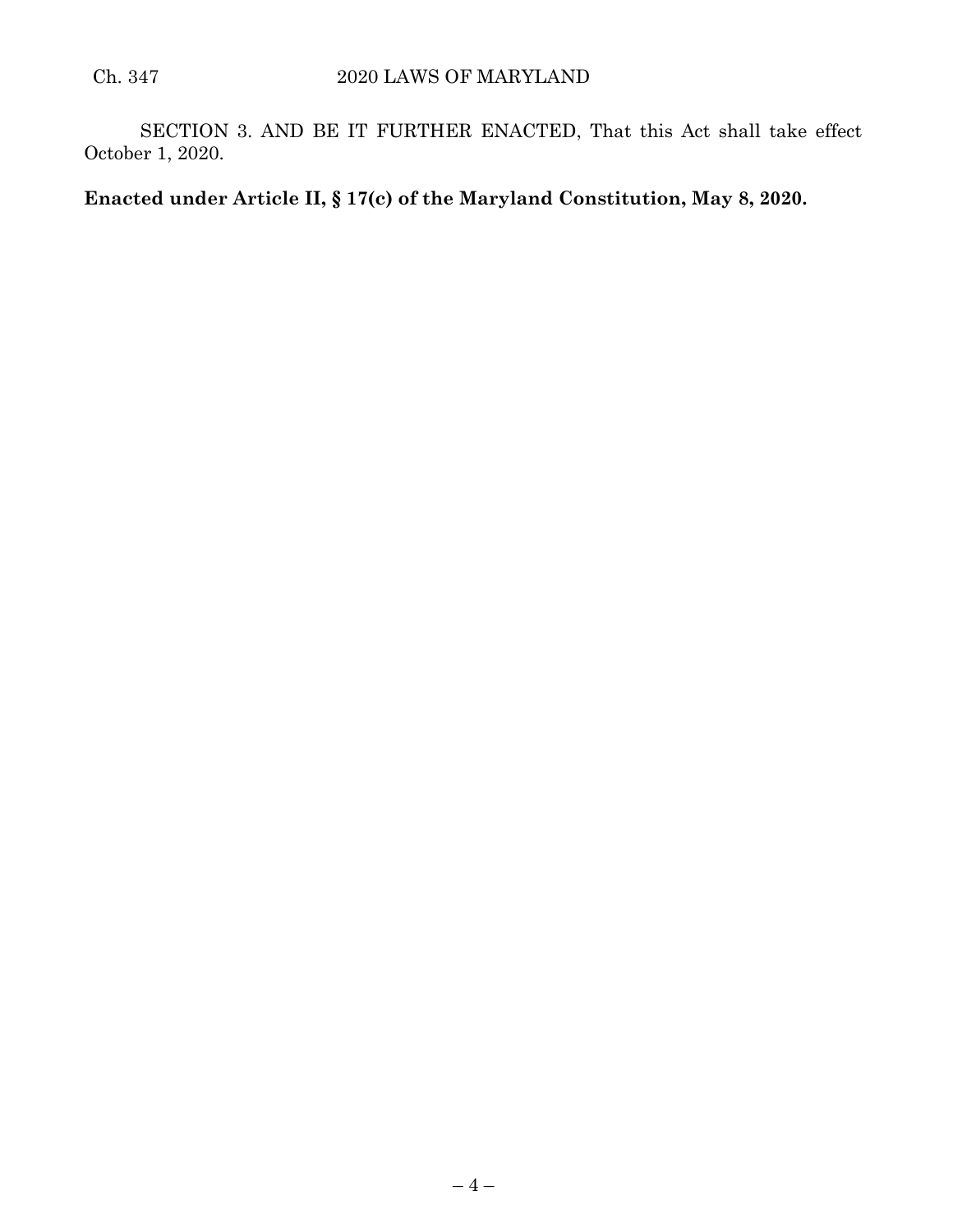SECTION 3. AND BE IT FURTHER ENACTED, That this Act shall take effect October 1, 2020.

**Enacted under Article II, § 17(c) of the Maryland Constitution, May 8, 2020.**